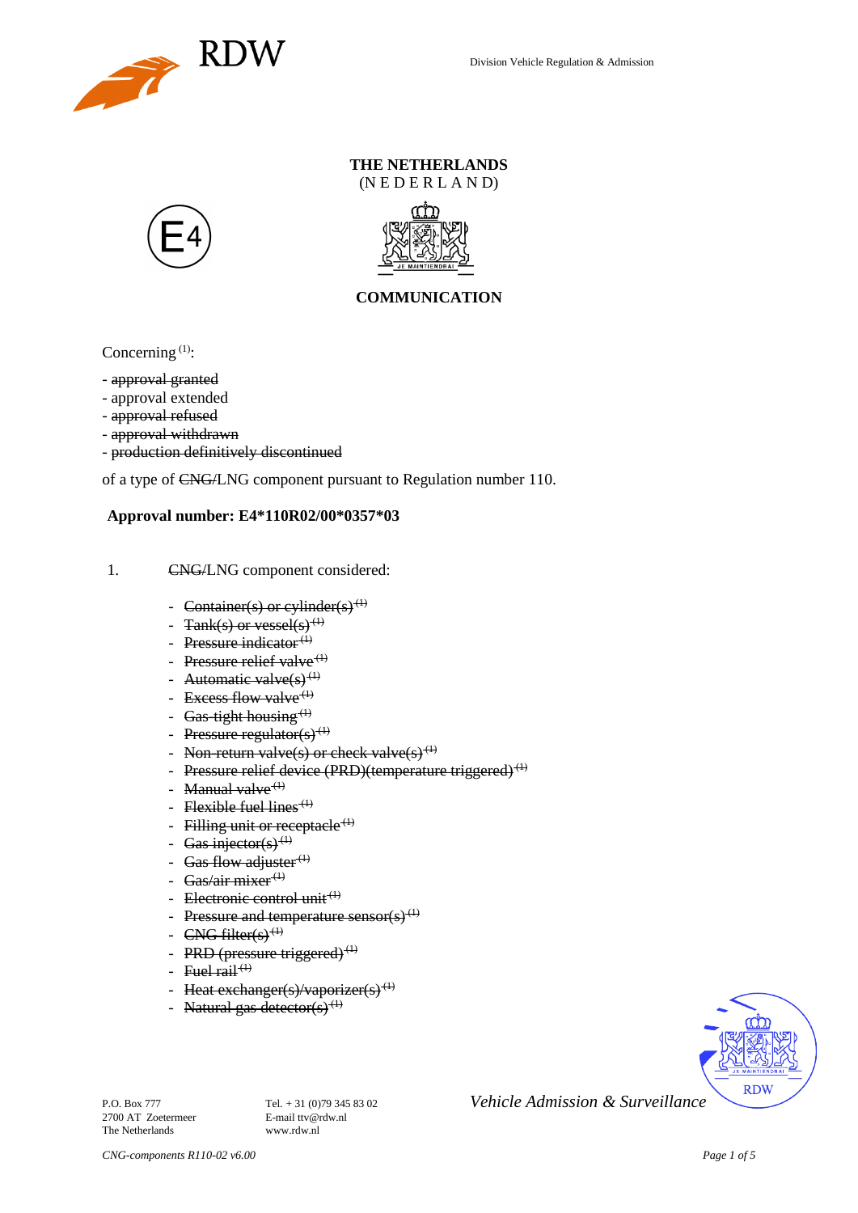RDW

Division Vehicle Regulation & Admission

**THE NETHERLANDS**
(N E D E R L A N D)

E4

JE MAINTIENDRAI

**COMMUNICATION**

Concerning [1]:

- ~~approval granted~~
- approval extended
- ~~approval refused~~
- ~~approval withdrawn~~
- ~~production definitively discontinued~~

of a type of ~~CNG/~~LNG component pursuant to Regulation number 110.

**Approval number: E4*110R02/00*0357*03**

1. ~~CNG/~~LNG component considered:

   - ~~Container(s) or cylinder(s)~~ [1]
   - ~~Tank(s) or vessel(s)~~ [1]
   - ~~Pressure indicator~~ [1]
   - ~~Pressure relief valve~~ [1]
   - ~~Automatic valve(s)~~ [1]
   - ~~Excess flow valve~~ [1]
   - ~~Gas-tight housing~~ [1]
   - ~~Pressure regulator(s)~~ [1]
   - ~~Non-return valve(s) or check valve(s)~~ [1]
   - ~~Pressure relief device (PRD)(temperature triggered)~~ [1]
   - ~~Manual valve~~ [1]
   - ~~Flexible fuel lines~~ [1]
   - ~~Filling unit or receptacle~~ [1]
   - ~~Gas injector(s)~~ [1]
   - ~~Gas flow adjuster~~ [1]
   - ~~Gas/air mixer~~ [1]
   - ~~Electronic control unit~~ [1]
   - ~~Pressure and temperature sensor(s)~~ [1]
   - ~~CNG filter(s)~~ [1]
   - ~~PRD (pressure triggered)~~ [1]
   - ~~Fuel rail~~ [1]
   - ~~Heat exchanger(s)/vaporizer(s)~~ [1]
   - ~~Natural gas detector(s)~~ [1]

P.O. Box 777
2700 AT Zoetermeer
The Netherlands

Tel. + 31 (0)79 345 83 02
E-mail ttv@rdw.nl
www.rdw.nl

*Vehicle Admission & Surveillance*

*CNG-components R110-02 v6.00*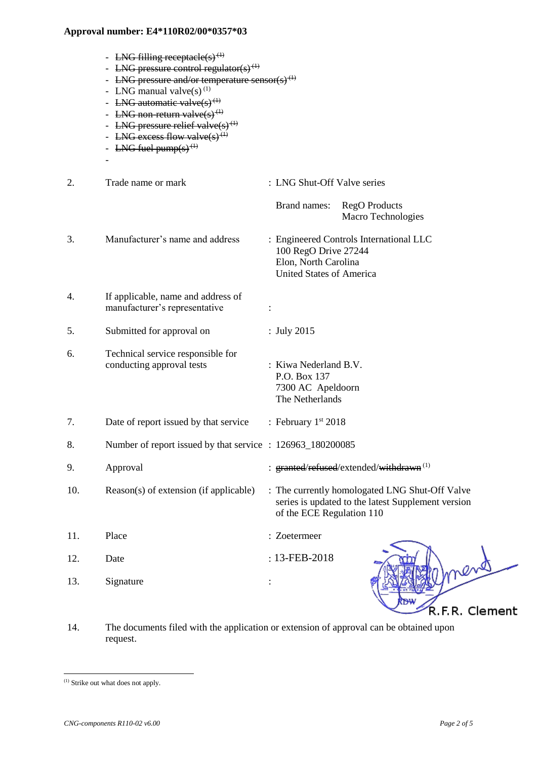**Approval number: E4*110R02/00*0357*03**

- ~~LNG filling receptacle(s)~~ [(1)]
- ~~LNG pressure control regulator(s)~~ [(1)]
- ~~LNG pressure and/or temperature sensor(s)~~ [(1)]
- LNG manual valve(s) [(1)]
- ~~LNG automatic valve(s)~~ [(1)]
- ~~LNG non-return valve(s)~~ [(1)]
- ~~LNG pressure relief valve(s)~~ [(1)]
- ~~LNG excess flow valve(s)~~ [(1)]
- ~~LNG fuel pump(s)~~ [(1)]
-

| | | |
|---|---|---|
| 2. | Trade name or mark | : LNG Shut-Off Valve series<br><br>Brand names: RegO Products<br>Macro Technologies |
| 3. | Manufacturer's name and address | : Engineered Controls International LLC<br>100 RegO Drive 27244<br>Elon, North Carolina<br>United States of America |
| 4. | If applicable, name and address of manufacturer's representative | : |
| 5. | Submitted for approval on | : July 2015 |
| 6. | Technical service responsible for conducting approval tests | : Kiwa Nederland B.V.<br>P.O. Box 137<br>7300 AC Apeldoorn<br>The Netherlands |
| 7. | Date of report issued by that service | : February 1st 2018 |
| 8. | Number of report issued by that service | : 126963_180200085 |
| 9. | Approval | : ~~granted~~/~~refused~~/extended/~~withdrawn~~ [(1)] |
| 10. | Reason(s) of extension (if applicable) | : The currently homologated LNG Shut-Off Valve series is updated to the latest Supplement version of the ECE Regulation 110 |
| 11. | Place | : Zoetermeer |
| 12. | Date | : 13-FEB-2018 |
| 13. | Signature | : R.F.R. Clement |

14. The documents filed with the application or extension of approval can be obtained upon request.

---

(1) Strike out what does not apply.